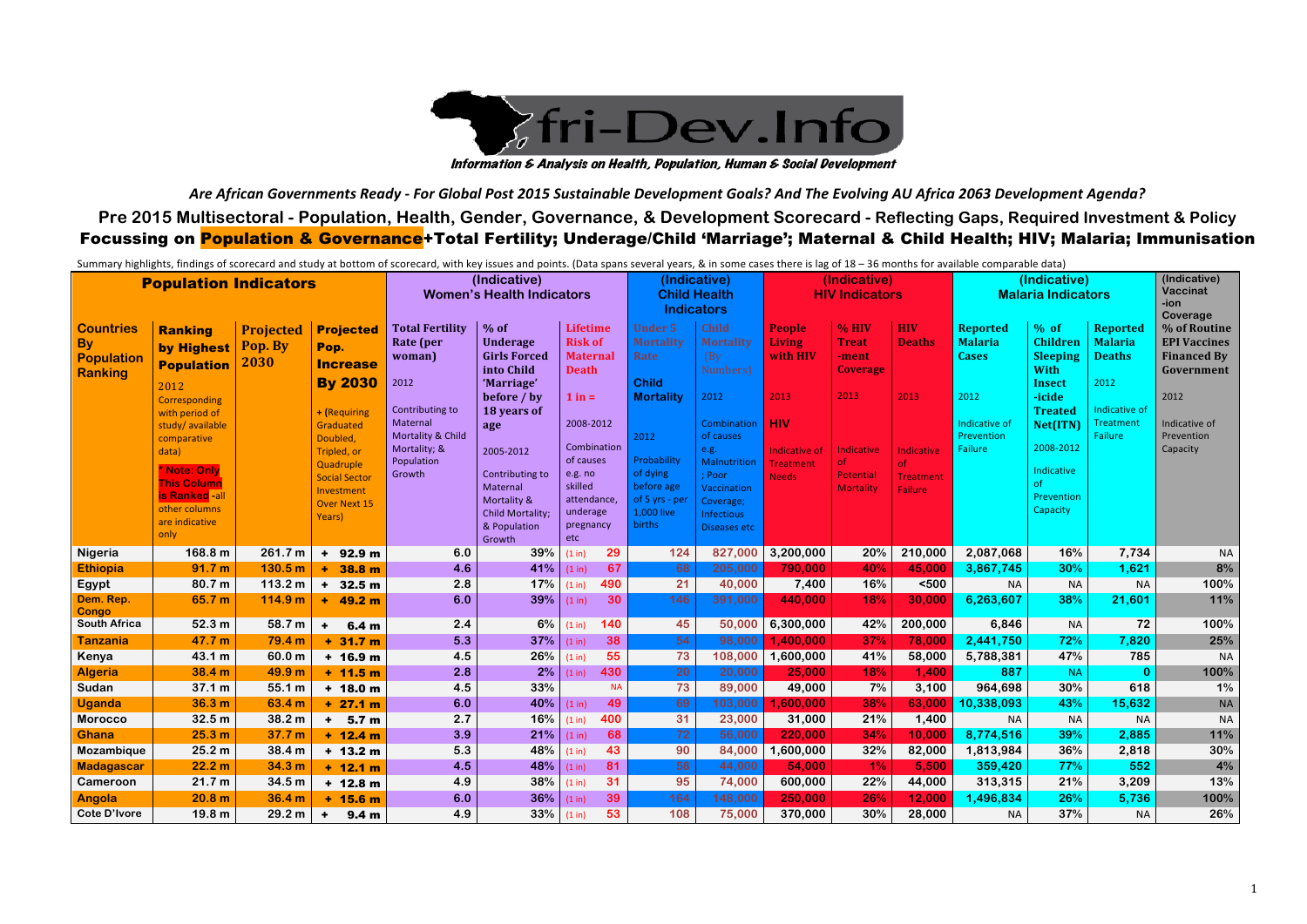# Afri-Dev.Info

*Information & Analysis on Health, Population, Human & Social Development*

*Are African Governments Ready - For Global Post 2015 Sustainable Development Goals? And The Evolving AU Africa 2063 Development Agenda?*

## Pre 2015 Multisectoral - Population, Health, Gender, Governance, & Development Scorecard - Reflecting Gaps, Required Investment & Policy

## Focussing on Population & Governance+Total Fertility; Underage/Child 'Marriage'; Maternal & Child Health; HIV; Malaria; Immunisation

Summary highlights, findings of scorecard and study at bottom of scorecard, with key issues and points. (Data spans several years, & in some cases there is lag of 18 – 36 months for available comparable data)

| Population Indicators | | | | (Indicative) Women's Health Indicators | | | (Indicative) Child Health Indicators | | (Indicative) HIV Indicators | | | (Indicative) Malaria Indicators | | | (Indicative) Vaccination Coverage |
|---|---|---|---|---|---|---|---|---|---|---|---|---|---|---|---|
| Countries By Population Ranking | Ranking by Highest Population 2012 Corresponding with period of study/ available comparative data) * Note: Only This Column is Ranked -all other columns are indicative only | Projected Pop. By 2030 | Projected Pop. Increase By 2030 + (Requiring Graduated Doubled, Tripled, or Quadruple Social Sector Investment Over Next 15 Years) | Total Fertility Rate (per woman) 2012 Contributing to Maternal Mortality & Child Mortality; & Population Growth | % of Underage Girls Forced into Child 'Marriage' before / by 18 years of age 2005-2012 Contributing to Maternal Mortality & Child Mortality; & Population Growth | Lifetime Risk of Maternal Death 1 in = 2008-2012 Combination of causes e.g. no skilled attendance, underage pregnancy etc | Under 5 Mortality Rate Child Mortality 2012 Probability of dying before age of 5 yrs - per 1,000 live births | Child Mortality [By Numbers] 2012 Combination of causes e.g. Malnutrition ; Poor Vaccination Coverage; Infectious Diseases etc | People Living with HIV 2013 HIV Indicative of Treatment Needs | % HIV Treatment Coverage 2013 Indicative of Potential Mortality | HIV Deaths 2013 Indicative of Treatment Failure | Reported Malaria Cases 2012 Indicative of Prevention Failure | % of Children Sleeping With Insecticide Treated Net(ITN) 2008-2012 Indicative of Prevention Capacity | Reported Malaria Deaths 2012 Indicative of Treatment Failure | % of Routine EPI Vaccines Financed By Government 2012 Indicative of Prevention Capacity |
| Nigeria | 168.8 m | 261.7 m | + 92.9 m | 6.0 | 39% | (1 in) 29 | 124 | 827,000 | 3,200,000 | 20% | 210,000 | 2,087,068 | 16% | 7,734 | NA |
| Ethiopia | 91.7 m | 130.5 m | + 38.8 m | 4.6 | 41% | (1 in) 67 | 68 | 205,000 | 790,000 | 40% | 45,000 | 3,867,745 | 30% | 1,621 | 8% |
| Egypt | 80.7 m | 113.2 m | + 32.5 m | 2.8 | 17% | (1 in) 490 | 21 | 40,000 | 7,400 | 16% | <500 | NA | NA | NA | 100% |
| Dem. Rep. Congo | 65.7 m | 114.9 m | + 49.2 m | 6.0 | 39% | (1 in) 30 | 146 | 391,000 | 440,000 | 18% | 30,000 | 6,263,607 | 38% | 21,601 | 11% |
| South Africa | 52.3 m | 58.7 m | + 6.4 m | 2.4 | 6% | (1 in) 140 | 45 | 50,000 | 6,300,000 | 42% | 200,000 | 6,846 | NA | 72 | 100% |
| Tanzania | 47.7 m | 79.4 m | + 31.7 m | 5.3 | 37% | (1 in) 38 | 54 | 98,000 | 1,400,000 | 37% | 78,000 | 2,441,750 | 72% | 7,820 | 25% |
| Kenya | 43.1 m | 60.0 m | + 16.9 m | 4.5 | 26% | (1 in) 55 | 73 | 108,000 | 1,600,000 | 41% | 58,000 | 5,788,381 | 47% | 785 | NA |
| Algeria | 38.4 m | 49.9 m | + 11.5 m | 2.8 | 2% | (1 in) 430 | 20 | 20,000 | 25,000 | 18% | 1,400 | 887 | NA | 0 | 100% |
| Sudan | 37.1 m | 55.1 m | + 18.0 m | 4.5 | 33% | NA | 73 | 89,000 | 49,000 | 7% | 3,100 | 964,698 | 30% | 618 | 1% |
| Uganda | 36.3 m | 63.4 m | + 27.1 m | 6.0 | 40% | (1 in) 49 | 69 | 103,000 | 1,600,000 | 38% | 63,000 | 10,338,093 | 43% | 15,632 | NA |
| Morocco | 32.5 m | 38.2 m | + 5.7 m | 2.7 | 16% | (1 in) 400 | 31 | 23,000 | 31,000 | 21% | 1,400 | NA | NA | NA | NA |
| Ghana | 25.3 m | 37.7 m | + 12.4 m | 3.9 | 21% | (1 in) 68 | 72 | 56,000 | 220,000 | 34% | 10,000 | 8,774,516 | 39% | 2,885 | 11% |
| Mozambique | 25.2 m | 38.4 m | + 13.2 m | 5.3 | 48% | (1 in) 43 | 90 | 84,000 | 1,600,000 | 32% | 82,000 | 1,813,984 | 36% | 2,818 | 30% |
| Madagascar | 22.2 m | 34.3 m | + 12.1 m | 4.5 | 48% | (1 in) 81 | 58 | 44,000 | 54,000 | 1% | 5,500 | 359,420 | 77% | 552 | 4% |
| Cameroon | 21.7 m | 34.5 m | + 12.8 m | 4.9 | 38% | (1 in) 31 | 95 | 74,000 | 600,000 | 22% | 44,000 | 313,315 | 21% | 3,209 | 13% |
| Angola | 20.8 m | 36.4 m | + 15.6 m | 6.0 | 36% | (1 in) 39 | 164 | 148,000 | 250,000 | 26% | 12,000 | 1,496,834 | 26% | 5,736 | 100% |
| Cote D'Ivore | 19.8 m | 29.2 m | + 9.4 m | 4.9 | 33% | (1 in) 53 | 108 | 75,000 | 370,000 | 30% | 28,000 | NA | 37% | NA | 26% |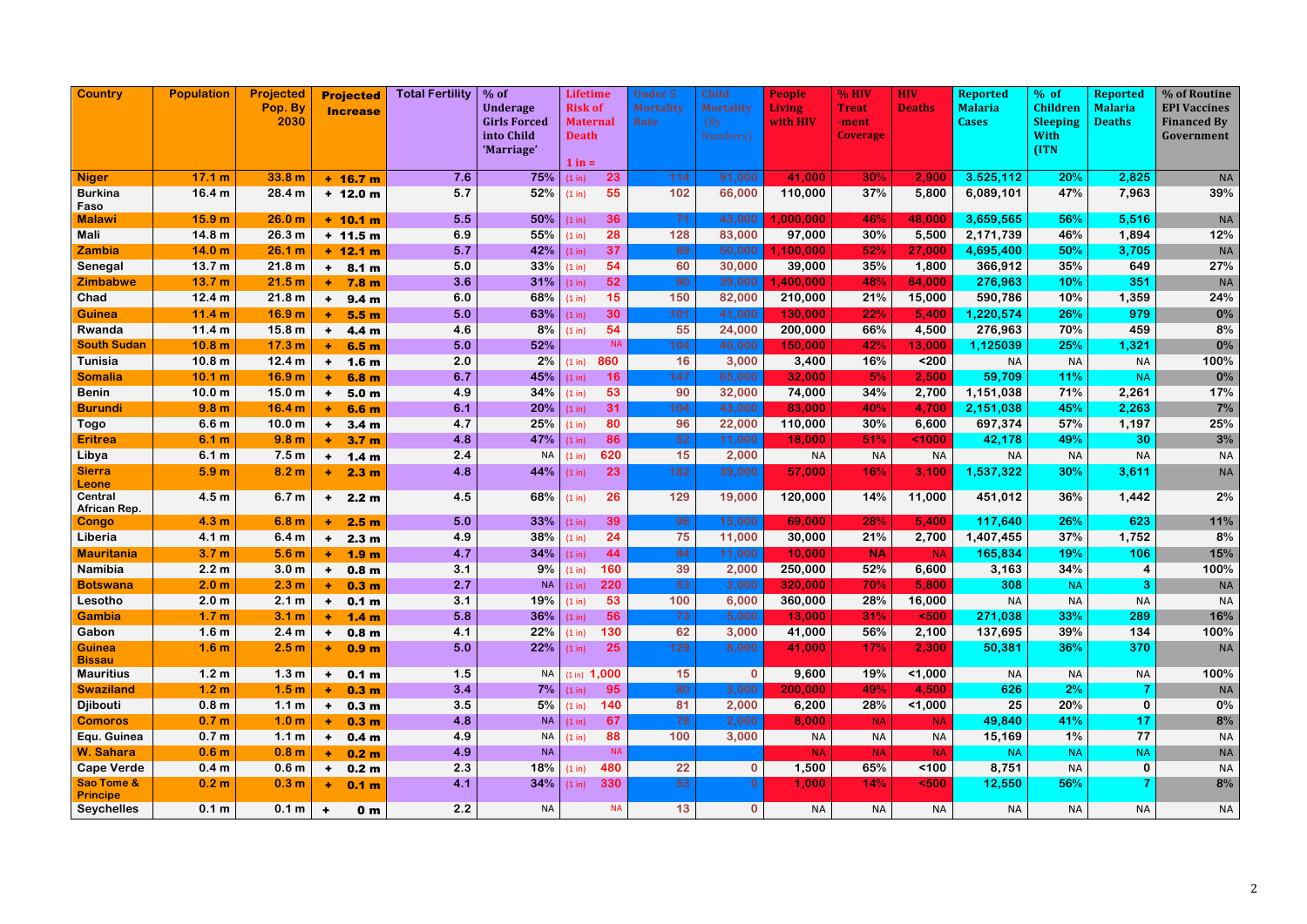| Country | Population | Projected Pop. By 2030 | Projected Increase | Total Fertility | % of Underage Girls Forced into Child 'Marriage' | Lifetime Risk of Maternal Death 1 in = | Under 5 Mortality Rate | Child Mortality [By Numbers] | People Living with HIV | % HIV Treat -ment Coverage | HIV Deaths | Reported Malaria Cases | % of Children Sleeping With (ITN | Reported Malaria Deaths | % of Routine EPI Vaccines Financed By Government |
|---|---|---|---|---|---|---|---|---|---|---|---|---|---|---|---|
| Niger | 17.1 m | 33.8 m | + 16.7 m | 7.6 | 75% | (1 in) 23 | 114 | 91,000 | 41,000 | 30% | 2,900 | 3.525,112 | 20% | 2,825 | NA |
| Burkina Faso | 16.4 m | 28.4 m | + 12.0 m | 5.7 | 52% | (1 in) 55 | 102 | 66,000 | 110,000 | 37% | 5,800 | 6,089,101 | 47% | 7,963 | 39% |
| Malawi | 15.9 m | 26.0 m | + 10.1 m | 5.5 | 50% | (1 in) 36 | 71 | 43,000 | 1,000,000 | 46% | 48,000 | 3,659,565 | 56% | 5,516 | NA |
| Mali | 14.8 m | 26.3 m | + 11.5 m | 6.9 | 55% | (1 in) 28 | 128 | 83,000 | 97,000 | 30% | 5,500 | 2,171,739 | 46% | 1,894 | 12% |
| Zambia | 14.0 m | 26.1 m | + 12.1 m | 5.7 | 42% | (1 in) 37 | 89 | 50,000 | 1,100,000 | 52% | 27,000 | 4,695,400 | 50% | 3,705 | NA |
| Senegal | 13.7 m | 21.8 m | + 8.1 m | 5.0 | 33% | (1 in) 54 | 60 | 30,000 | 39,000 | 35% | 1,800 | 366,912 | 35% | 649 | 27% |
| Zimbabwe | 13.7 m | 21.5 m | + 7.8 m | 3.6 | 31% | (1 in) 52 | 90 | 39,000 | 1,400,000 | 48% | 64,000 | 276,963 | 10% | 351 | NA |
| Chad | 12.4 m | 21.8 m | + 9.4 m | 6.0 | 68% | (1 in) 15 | 150 | 82,000 | 210,000 | 21% | 15,000 | 590,786 | 10% | 1,359 | 24% |
| Guinea | 11.4 m | 16.9 m | + 5.5 m | 5.0 | 63% | (1 in) 30 | 101 | 41,000 | 130,000 | 22% | 5,400 | 1,220,574 | 26% | 979 | 0% |
| Rwanda | 11.4 m | 15.8 m | + 4.4 m | 4.6 | 8% | (1 in) 54 | 55 | 24,000 | 200,000 | 66% | 4,500 | 276,963 | 70% | 459 | 8% |
| South Sudan | 10.8 m | 17.3 m | + 6.5 m | 5.0 | 52% | NA | 104 | 40,000 | 150,000 | 42% | 13,000 | 1,125039 | 25% | 1,321 | 0% |
| Tunisia | 10.8 m | 12.4 m | + 1.6 m | 2.0 | 2% | (1 in) 860 | 16 | 3,000 | 3,400 | 16% | <200 | NA | NA | NA | 100% |
| Somalia | 10.1 m | 16.9 m | + 6.8 m | 6.7 | 45% | (1 in) 16 | 147 | 65,000 | 32,000 | 5% | 2,500 | 59,709 | 11% | NA | 0% |
| Benin | 10.0 m | 15.0 m | + 5.0 m | 4.9 | 34% | (1 in) 53 | 90 | 32,000 | 74,000 | 34% | 2,700 | 1,151,038 | 71% | 2,261 | 17% |
| Burundi | 9.8 m | 16.4 m | + 6.6 m | 6.1 | 20% | (1 in) 31 | 104 | 43,000 | 83,000 | 40% | 4,700 | 2,151,038 | 45% | 2,263 | 7% |
| Togo | 6.6 m | 10.0 m | + 3.4 m | 4.7 | 25% | (1 in) 80 | 96 | 22,000 | 110,000 | 30% | 6,600 | 697,374 | 57% | 1,197 | 25% |
| Eritrea | 6.1 m | 9.8 m | + 3.7 m | 4.8 | 47% | (1 in) 86 | 52 | 11,000 | 18,000 | 51% | <1000 | 42,178 | 49% | 30 | 3% |
| Libya | 6.1 m | 7.5 m | + 1.4 m | 2.4 | NA | (1 in) 620 | 15 | 2,000 | NA | NA | NA | NA | NA | NA | NA |
| Sierra Leone | 5.9 m | 8.2 m | + 2.3 m | 4.8 | 44% | (1 in) 23 | 182 | 39,000 | 57,000 | 16% | 3,100 | 1,537,322 | 30% | 3,611 | NA |
| Central African Rep. | 4.5 m | 6.7 m | + 2.2 m | 4.5 | 68% | (1 in) 26 | 129 | 19,000 | 120,000 | 14% | 11,000 | 451,012 | 36% | 1,442 | 2% |
| Congo | 4.3 m | 6.8 m | + 2.5 m | 5.0 | 33% | (1 in) 39 | 96 | 15,000 | 69,000 | 28% | 5,400 | 117,640 | 26% | 623 | 11% |
| Liberia | 4.1 m | 6.4 m | + 2.3 m | 4.9 | 38% | (1 in) 24 | 75 | 11,000 | 30,000 | 21% | 2,700 | 1,407,455 | 37% | 1,752 | 8% |
| Mauritania | 3.7 m | 5.6 m | + 1.9 m | 4.7 | 34% | (1 in) 44 | 84 | 11,000 | 10,000 | NA | NA | 165,834 | 19% | 106 | 15% |
| Namibia | 2.2 m | 3.0 m | + 0.8 m | 3.1 | 9% | (1 in) 160 | 39 | 2,000 | 250,000 | 52% | 6,600 | 3,163 | 34% | 4 | 100% |
| Botswana | 2.0 m | 2.3 m | + 0.3 m | 2.7 | NA | (1 in) 220 | 53 | 3,000 | 320,000 | 70% | 5,800 | 308 | NA | 3 | NA |
| Lesotho | 2.0 m | 2.1 m | + 0.1 m | 3.1 | 19% | (1 in) 53 | 100 | 6,000 | 360,000 | 28% | 16,000 | NA | NA | NA | NA |
| Gambia | 1.7 m | 3.1 m | + 1.4 m | 5.8 | 36% | (1 in) 56 | 73 | 5,000 | 13,000 | 31% | <500 | 271,038 | 33% | 289 | 16% |
| Gabon | 1.6 m | 2.4 m | + 0.8 m | 4.1 | 22% | (1 in) 130 | 62 | 3,000 | 41,000 | 56% | 2,100 | 137,695 | 39% | 134 | 100% |
| Guinea Bissau | 1.6 m | 2.5 m | + 0.9 m | 5.0 | 22% | (1 in) 25 | 129 | 8,000 | 41,000 | 17% | 2,300 | 50,381 | 36% | 370 | NA |
| Mauritius | 1.2 m | 1.3 m | + 0.1 m | 1.5 | NA | (1 in) 1,000 | 15 | 0 | 9,600 | 19% | <1,000 | NA | NA | NA | 100% |
| Swaziland | 1.2 m | 1.5 m | + 0.3 m | 3.4 | 7% | (1 in) 95 | 80 | 3,000 | 200,000 | 49% | 4,500 | 626 | 2% | 7 | NA |
| Djibouti | 0.8 m | 1.1 m | + 0.3 m | 3.5 | 5% | (1 in) 140 | 81 | 2,000 | 6,200 | 28% | <1,000 | 25 | 20% | 0 | 0% |
| Comoros | 0.7 m | 1.0 m | + 0.3 m | 4.8 | NA | (1 in) 67 | 78 | 2,000 | 8,000 | NA | NA | 49,840 | 41% | 17 | 8% |
| Equ. Guinea | 0.7 m | 1.1 m | + 0.4 m | 4.9 | NA | (1 in) 88 | 100 | 3,000 | NA | NA | NA | 15,169 | 1% | 77 | NA |
| W. Sahara | 0.6 m | 0.8 m | + 0.2 m | 4.9 | NA | NA | | | NA | NA | NA | NA | NA | NA | NA |
| Cape Verde | 0.4 m | 0.6 m | + 0.2 m | 2.3 | 18% | (1 in) 480 | 22 | 0 | 1,500 | 65% | <100 | 8,751 | NA | 0 | NA |
| Sao Tome & Principe | 0.2 m | 0.3 m | + 0.1 m | 4.1 | 34% | (1 in) 330 | 53 | 0 | 1,000 | 14% | <500 | 12,550 | 56% | 7 | 8% |
| Seychelles | 0.1 m | 0.1 m | + 0 m | 2.2 | NA | NA | 13 | 0 | NA | NA | NA | NA | NA | NA | NA |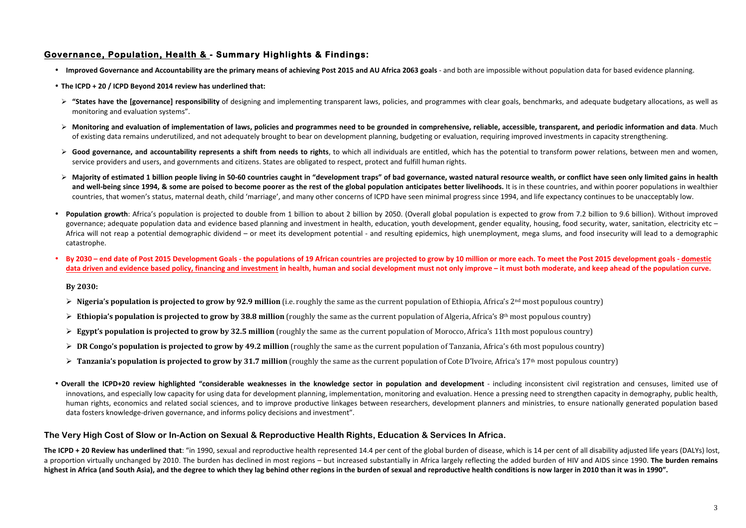## Governance, Population, Health & - Summary Highlights & Findings:

- **Improved Governance and Accountability are the primary means of achieving Post 2015 and AU Africa 2063 goals** - and both are impossible without population data for based evidence planning.
- **The ICPD + 20 / ICPD Beyond 2014 review has underlined that:**
  - **"States have the [governance] responsibility** of designing and implementing transparent laws, policies, and programmes with clear goals, benchmarks, and adequate budgetary allocations, as well as monitoring and evaluation systems".
  - **Monitoring and evaluation of implementation of laws, policies and programmes need to be grounded in comprehensive, reliable, accessible, transparent, and periodic information and data**. Much of existing data remains underutilized, and not adequately brought to bear on development planning, budgeting or evaluation, requiring improved investments in capacity strengthening.
  - **Good governance, and accountability represents a shift from needs to rights**, to which all individuals are entitled, which has the potential to transform power relations, between men and women, service providers and users, and governments and citizens. States are obligated to respect, protect and fulfill human rights.
  - **Majority of estimated 1 billion people living in 50-60 countries caught in "development traps" of bad governance, wasted natural resource wealth, or conflict have seen only limited gains in health and well-being since 1994, & some are poised to become poorer as the rest of the global population anticipates better livelihoods.** It is in these countries, and within poorer populations in wealthier countries, that women's status, maternal death, child 'marriage', and many other concerns of ICPD have seen minimal progress since 1994, and life expectancy continues to be unacceptably low.
- **Population growth**: Africa's population is projected to double from 1 billion to about 2 billion by 2050. (Overall global population is expected to grow from 7.2 billion to 9.6 billion). Without improved governance; adequate population data and evidence based planning and investment in health, education, youth development, gender equality, housing, food security, water, sanitation, electricity etc – Africa will not reap a potential demographic dividend – or meet its development potential - and resulting epidemics, high unemployment, mega slums, and food insecurity will lead to a demographic catastrophe.
- **By 2030 – end date of Post 2015 Development Goals - the populations of 19 African countries are projected to grow by 10 million or more each. To meet the Post 2015 development goals - domestic data driven and evidence based policy, financing and investment in health, human and social development must not only improve – it must both moderate, and keep ahead of the population curve.**

**By 2030:**

- **Nigeria's population is projected to grow by 92.9 million** (i.e. roughly the same as the current population of Ethiopia, Africa's 2nd most populous country)
- **Ethiopia's population is projected to grow by 38.8 million** (roughly the same as the current population of Algeria, Africa's 8th most populous country)
- **Egypt's population is projected to grow by 32.5 million** (roughly the same as the current population of Morocco, Africa's 11th most populous country)
- **DR Congo's population is projected to grow by 49.2 million** (roughly the same as the current population of Tanzania, Africa's 6th most populous country)
- **Tanzania's population is projected to grow by 31.7 million** (roughly the same as the current population of Cote D'Ivoire, Africa's 17th most populous country)

- **Overall the ICPD+20 review highlighted "considerable weaknesses in the knowledge sector in population and development** - including inconsistent civil registration and censuses, limited use of innovations, and especially low capacity for using data for development planning, implementation, monitoring and evaluation. Hence a pressing need to strengthen capacity in demography, public health, human rights, economics and related social sciences, and to improve productive linkages between researchers, development planners and ministries, to ensure nationally generated population based data fosters knowledge-driven governance, and informs policy decisions and investment".

## The Very High Cost of Slow or In-Action on Sexual & Reproductive Health Rights, Education & Services In Africa.

**The ICPD + 20 Review has underlined that**: "in 1990, sexual and reproductive health represented 14.4 per cent of the global burden of disease, which is 14 per cent of all disability adjusted life years (DALYs) lost, a proportion virtually unchanged by 2010. The burden has declined in most regions – but increased substantially in Africa largely reflecting the added burden of HIV and AIDS since 1990. **The burden remains highest in Africa (and South Asia), and the degree to which they lag behind other regions in the burden of sexual and reproductive health conditions is now larger in 2010 than it was in 1990".**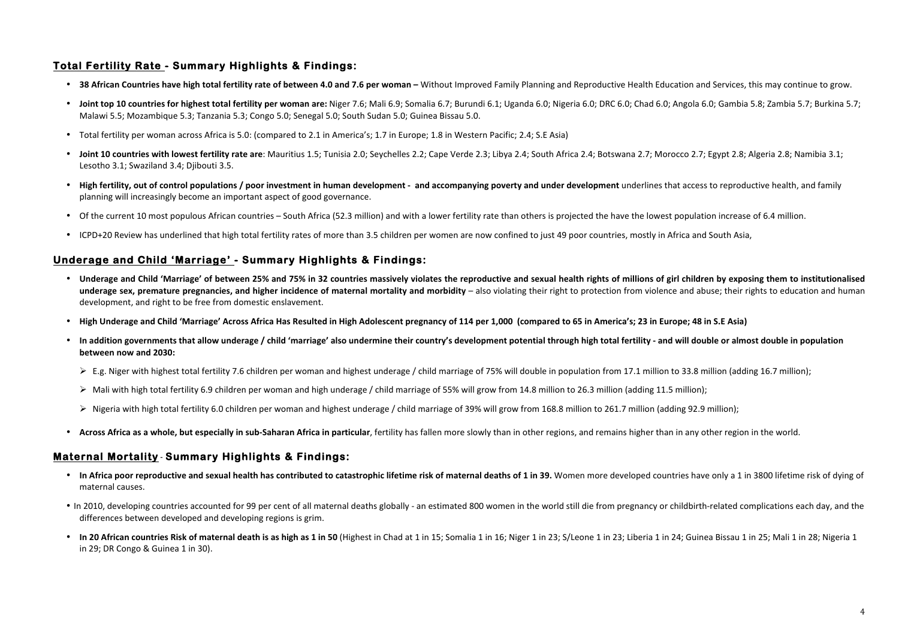## **Total Fertility Rate - Summary Highlights & Findings:**

- **38 African Countries have high total fertility rate of between 4.0 and 7.6 per woman –** Without Improved Family Planning and Reproductive Health Education and Services, this may continue to grow.
- **Joint top 10 countries for highest total fertility per woman are:** Niger 7.6; Mali 6.9; Somalia 6.7; Burundi 6.1; Uganda 6.0; Nigeria 6.0; DRC 6.0; Chad 6.0; Angola 6.0; Gambia 5.8; Zambia 5.7; Burkina 5.7; Malawi 5.5; Mozambique 5.3; Tanzania 5.3; Congo 5.0; Senegal 5.0; South Sudan 5.0; Guinea Bissau 5.0.
- Total fertility per woman across Africa is 5.0: (compared to 2.1 in America's; 1.7 in Europe; 1.8 in Western Pacific; 2.4; S.E Asia)
- **Joint 10 countries with lowest fertility rate are**: Mauritius 1.5; Tunisia 2.0; Seychelles 2.2; Cape Verde 2.3; Libya 2.4; South Africa 2.4; Botswana 2.7; Morocco 2.7; Egypt 2.8; Algeria 2.8; Namibia 3.1; Lesotho 3.1; Swaziland 3.4; Djibouti 3.5.
- **High fertility, out of control populations / poor investment in human development - and accompanying poverty and under development** underlines that access to reproductive health, and family planning will increasingly become an important aspect of good governance.
- Of the current 10 most populous African countries – South Africa (52.3 million) and with a lower fertility rate than others is projected the have the lowest population increase of 6.4 million.
- ICPD+20 Review has underlined that high total fertility rates of more than 3.5 children per women are now confined to just 49 poor countries, mostly in Africa and South Asia,

## **Underage and Child 'Marriage' - Summary Highlights & Findings:**

- **Underage and Child 'Marriage' of between 25% and 75% in 32 countries massively violates the reproductive and sexual health rights of millions of girl children by exposing them to institutionalised underage sex, premature pregnancies, and higher incidence of maternal mortality and morbidity** – also violating their right to protection from violence and abuse; their rights to education and human development, and right to be free from domestic enslavement.
- **High Underage and Child 'Marriage' Across Africa Has Resulted in High Adolescent pregnancy of 114 per 1,000 (compared to 65 in America's; 23 in Europe; 48 in S.E Asia)**
- **In addition governments that allow underage / child 'marriage' also undermine their country's development potential through high total fertility - and will double or almost double in population between now and 2030:**
  - E.g. Niger with highest total fertility 7.6 children per woman and highest underage / child marriage of 75% will double in population from 17.1 million to 33.8 million (adding 16.7 million);
  - Mali with high total fertility 6.9 children per woman and high underage / child marriage of 55% will grow from 14.8 million to 26.3 million (adding 11.5 million);
  - Nigeria with high total fertility 6.0 children per woman and highest underage / child marriage of 39% will grow from 168.8 million to 261.7 million (adding 92.9 million);
- **Across Africa as a whole, but especially in sub-Saharan Africa in particular**, fertility has fallen more slowly than in other regions, and remains higher than in any other region in the world.

## **Maternal Mortality - Summary Highlights & Findings:**

- **In Africa poor reproductive and sexual health has contributed to catastrophic lifetime risk of maternal deaths of 1 in 39.** Women more developed countries have only a 1 in 3800 lifetime risk of dying of maternal causes.
- In 2010, developing countries accounted for 99 per cent of all maternal deaths globally - an estimated 800 women in the world still die from pregnancy or childbirth-related complications each day, and the differences between developed and developing regions is grim.
- **In 20 African countries Risk of maternal death is as high as 1 in 50** (Highest in Chad at 1 in 15; Somalia 1 in 16; Niger 1 in 23; S/Leone 1 in 23; Liberia 1 in 24; Guinea Bissau 1 in 25; Mali 1 in 28; Nigeria 1 in 29; DR Congo & Guinea 1 in 30).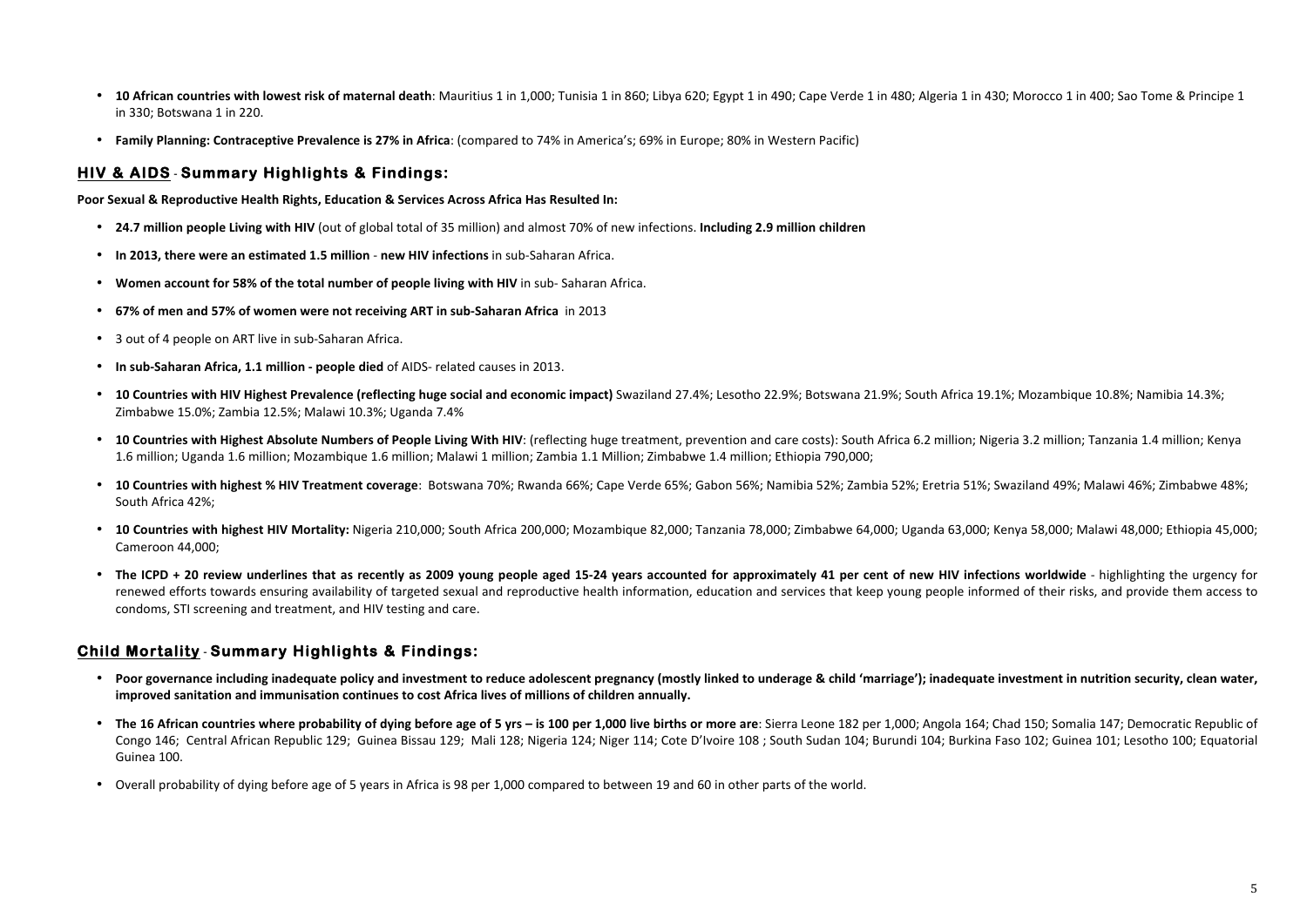- **10 African countries with lowest risk of maternal death**: Mauritius 1 in 1,000; Tunisia 1 in 860; Libya 620; Egypt 1 in 490; Cape Verde 1 in 480; Algeria 1 in 430; Morocco 1 in 400; Sao Tome & Principe 1 in 330; Botswana 1 in 220.
- **Family Planning: Contraceptive Prevalence is 27% in Africa**: (compared to 74% in America's; 69% in Europe; 80% in Western Pacific)

## HIV & AIDS - Summary Highlights & Findings:

**Poor Sexual & Reproductive Health Rights, Education & Services Across Africa Has Resulted In:**

- **24.7 million people Living with HIV** (out of global total of 35 million) and almost 70% of new infections. **Including 2.9 million children**
- **In 2013, there were an estimated 1.5 million - new HIV infections** in sub-Saharan Africa.
- **Women account for 58% of the total number of people living with HIV** in sub- Saharan Africa.
- **67% of men and 57% of women were not receiving ART in sub-Saharan Africa** in 2013
- 3 out of 4 people on ART live in sub-Saharan Africa.
- **In sub-Saharan Africa, 1.1 million - people died** of AIDS- related causes in 2013.
- **10 Countries with HIV Highest Prevalence (reflecting huge social and economic impact)** Swaziland 27.4%; Lesotho 22.9%; Botswana 21.9%; South Africa 19.1%; Mozambique 10.8%; Namibia 14.3%; Zimbabwe 15.0%; Zambia 12.5%; Malawi 10.3%; Uganda 7.4%
- **10 Countries with Highest Absolute Numbers of People Living With HIV**: (reflecting huge treatment, prevention and care costs): South Africa 6.2 million; Nigeria 3.2 million; Tanzania 1.4 million; Kenya 1.6 million; Uganda 1.6 million; Mozambique 1.6 million; Malawi 1 million; Zambia 1.1 Million; Zimbabwe 1.4 million; Ethiopia 790,000;
- **10 Countries with highest % HIV Treatment coverage**: Botswana 70%; Rwanda 66%; Cape Verde 65%; Gabon 56%; Namibia 52%; Zambia 52%; Eretria 51%; Swaziland 49%; Malawi 46%; Zimbabwe 48%; South Africa 42%;
- **10 Countries with highest HIV Mortality:** Nigeria 210,000; South Africa 200,000; Mozambique 82,000; Tanzania 78,000; Zimbabwe 64,000; Uganda 63,000; Kenya 58,000; Malawi 48,000; Ethiopia 45,000; Cameroon 44,000;
- **The ICPD + 20 review underlines that as recently as 2009 young people aged 15-24 years accounted for approximately 41 per cent of new HIV infections worldwide** - highlighting the urgency for renewed efforts towards ensuring availability of targeted sexual and reproductive health information, education and services that keep young people informed of their risks, and provide them access to condoms, STI screening and treatment, and HIV testing and care.

## Child Mortality - Summary Highlights & Findings:

- **Poor governance including inadequate policy and investment to reduce adolescent pregnancy (mostly linked to underage & child 'marriage'); inadequate investment in nutrition security, clean water, improved sanitation and immunisation continues to cost Africa lives of millions of children annually.**
- **The 16 African countries where probability of dying before age of 5 yrs – is 100 per 1,000 live births or more are**: Sierra Leone 182 per 1,000; Angola 164; Chad 150; Somalia 147; Democratic Republic of Congo 146; Central African Republic 129; Guinea Bissau 129; Mali 128; Nigeria 124; Niger 114; Cote D'Ivoire 108 ; South Sudan 104; Burundi 104; Burkina Faso 102; Guinea 101; Lesotho 100; Equatorial Guinea 100.
- Overall probability of dying before age of 5 years in Africa is 98 per 1,000 compared to between 19 and 60 in other parts of the world.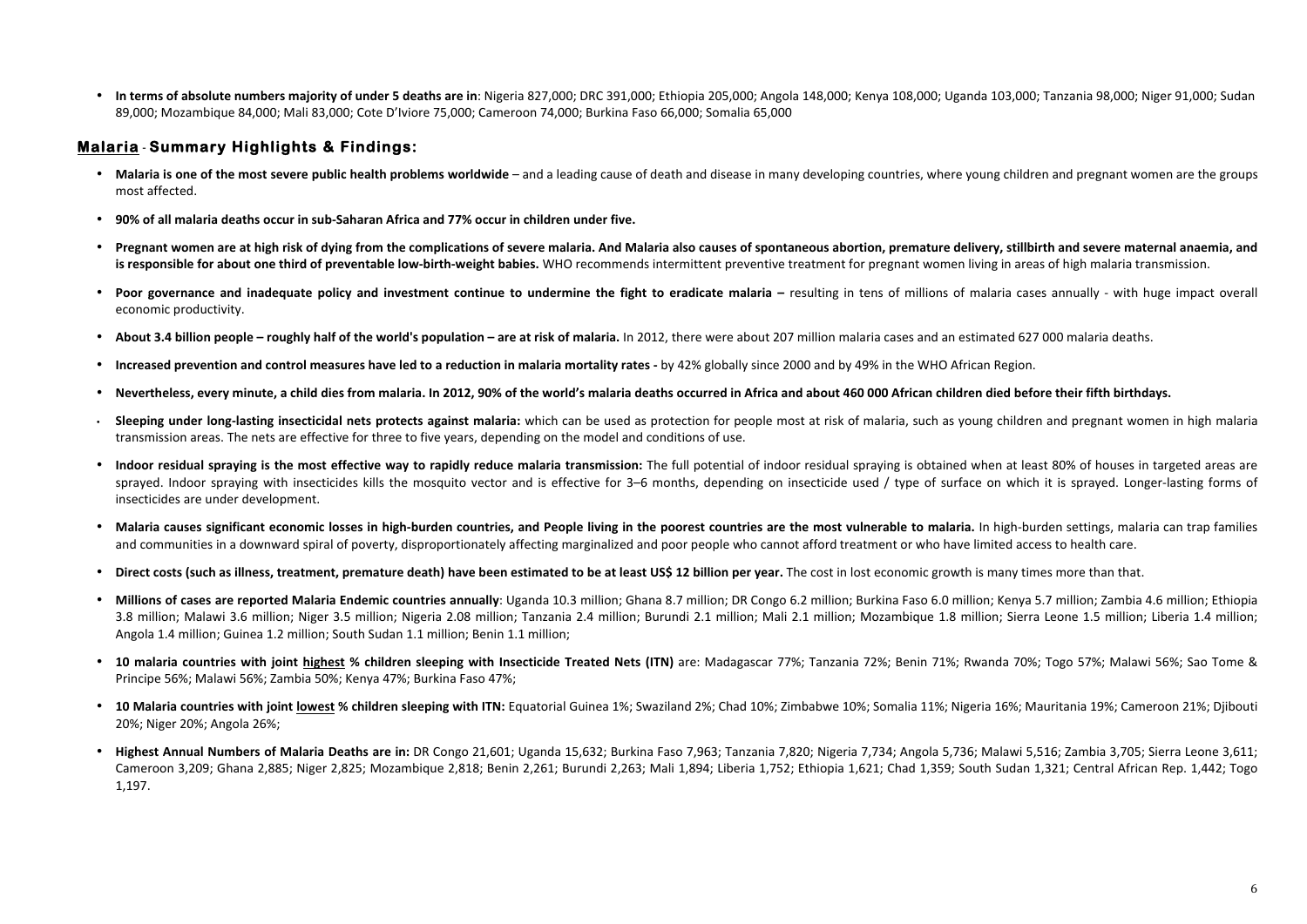- **In terms of absolute numbers majority of under 5 deaths are in**: Nigeria 827,000; DRC 391,000; Ethiopia 205,000; Angola 148,000; Kenya 108,000; Uganda 103,000; Tanzania 98,000; Niger 91,000; Sudan 89,000; Mozambique 84,000; Mali 83,000; Cote D'Iviore 75,000; Cameroon 74,000; Burkina Faso 66,000; Somalia 65,000

## Malaria - Summary Highlights & Findings:

- **Malaria is one of the most severe public health problems worldwide** – and a leading cause of death and disease in many developing countries, where young children and pregnant women are the groups most affected.
- **90% of all malaria deaths occur in sub-Saharan Africa and 77% occur in children under five.**
- **Pregnant women are at high risk of dying from the complications of severe malaria. And Malaria also causes of spontaneous abortion, premature delivery, stillbirth and severe maternal anaemia, and is responsible for about one third of preventable low-birth-weight babies.** WHO recommends intermittent preventive treatment for pregnant women living in areas of high malaria transmission.
- **Poor governance and inadequate policy and investment continue to undermine the fight to eradicate malaria –** resulting in tens of millions of malaria cases annually - with huge impact overall economic productivity.
- **About 3.4 billion people – roughly half of the world's population – are at risk of malaria.** In 2012, there were about 207 million malaria cases and an estimated 627 000 malaria deaths.
- **Increased prevention and control measures have led to a reduction in malaria mortality rates -** by 42% globally since 2000 and by 49% in the WHO African Region.
- **Nevertheless, every minute, a child dies from malaria. In 2012, 90% of the world's malaria deaths occurred in Africa and about 460 000 African children died before their fifth birthdays.**
- **Sleeping under long-lasting insecticidal nets protects against malaria:** which can be used as protection for people most at risk of malaria, such as young children and pregnant women in high malaria transmission areas. The nets are effective for three to five years, depending on the model and conditions of use.
- **Indoor residual spraying is the most effective way to rapidly reduce malaria transmission:** The full potential of indoor residual spraying is obtained when at least 80% of houses in targeted areas are sprayed. Indoor spraying with insecticides kills the mosquito vector and is effective for 3–6 months, depending on insecticide used / type of surface on which it is sprayed. Longer-lasting forms of insecticides are under development.
- **Malaria causes significant economic losses in high-burden countries, and People living in the poorest countries are the most vulnerable to malaria.** In high-burden settings, malaria can trap families and communities in a downward spiral of poverty, disproportionately affecting marginalized and poor people who cannot afford treatment or who have limited access to health care.
- **Direct costs (such as illness, treatment, premature death) have been estimated to be at least US$ 12 billion per year.** The cost in lost economic growth is many times more than that.
- **Millions of cases are reported Malaria Endemic countries annually**: Uganda 10.3 million; Ghana 8.7 million; DR Congo 6.2 million; Burkina Faso 6.0 million; Kenya 5.7 million; Zambia 4.6 million; Ethiopia 3.8 million; Malawi 3.6 million; Niger 3.5 million; Nigeria 2.08 million; Tanzania 2.4 million; Burundi 2.1 million; Mali 2.1 million; Mozambique 1.8 million; Sierra Leone 1.5 million; Liberia 1.4 million; Angola 1.4 million; Guinea 1.2 million; South Sudan 1.1 million; Benin 1.1 million;
- **10 malaria countries with joint <u>highest</u> % children sleeping with Insecticide Treated Nets (ITN)** are: Madagascar 77%; Tanzania 72%; Benin 71%; Rwanda 70%; Togo 57%; Malawi 56%; Sao Tome & Principe 56%; Malawi 56%; Zambia 50%; Kenya 47%; Burkina Faso 47%;
- **10 Malaria countries with joint <u>lowest</u> % children sleeping with ITN:** Equatorial Guinea 1%; Swaziland 2%; Chad 10%; Zimbabwe 10%; Somalia 11%; Nigeria 16%; Mauritania 19%; Cameroon 21%; Djibouti 20%; Niger 20%; Angola 26%;
- **Highest Annual Numbers of Malaria Deaths are in:** DR Congo 21,601; Uganda 15,632; Burkina Faso 7,963; Tanzania 7,820; Nigeria 7,734; Angola 5,736; Malawi 5,516; Zambia 3,705; Sierra Leone 3,611; Cameroon 3,209; Ghana 2,885; Niger 2,825; Mozambique 2,818; Benin 2,261; Burundi 2,263; Mali 1,894; Liberia 1,752; Ethiopia 1,621; Chad 1,359; South Sudan 1,321; Central African Rep. 1,442; Togo 1,197.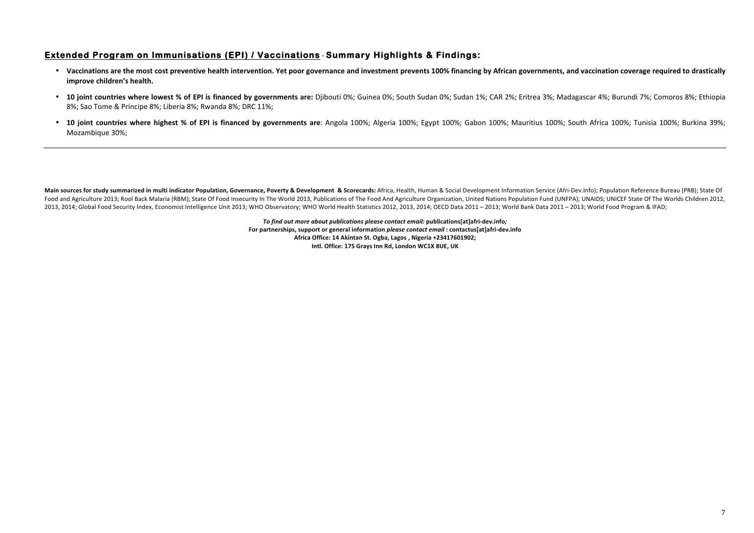## **Extended Program on Immunisations (EPI) / Vaccinations** - **Summary Highlights & Findings:**

- **Vaccinations are the most cost preventive health intervention. Yet poor governance and investment prevents 100% financing by African governments, and vaccination coverage required to drastically improve children's health.**
- **10 joint countries where lowest % of EPI is financed by governments are:** Djibouti 0%; Guinea 0%; South Sudan 0%; Sudan 1%; CAR 2%; Eritrea 3%; Madagascar 4%; Burundi 7%; Comoros 8%; Ethiopia 8%; Sao Tome & Principe 8%; Liberia 8%; Rwanda 8%; DRC 11%;
- **10 joint countries where highest % of EPI is financed by governments are**: Angola 100%; Algeria 100%; Egypt 100%; Gabon 100%; Mauritius 100%; South Africa 100%; Tunisia 100%; Burkina 39%; Mozambique 30%;

---

**Main sources for study summarized in multi indicator Population, Governance, Poverty & Development & Scorecards:** Africa, Health, Human & Social Development Information Service (Afri-Dev.Info); Population Reference Bureau (PRB); State Of Food and Agriculture 2013; Rool Back Malaria (RBM); State Of Food Insecurity In The World 2013, Publications of The Food And Agriculture Organization, United Nations Population Fund (UNFPA); UNAIDS; UNICEF State Of The Worlds Children 2012, 2013, 2014; Global Food Security Index, Economist Intelligence Unit 2013; WHO Observatory; WHO World Health Statistics 2012, 2013, 2014; OECD Data 2011 – 2013; World Bank Data 2011 – 2013; World Food Program & IFAD;

***To find out more about publications please contact email:* publications[at]afri-dev.info*;***
**For partnerships, support or general information *please contact email* : contactus[at]afri-dev.info**
**Africa Office: 14 Akintan St. Ogba, Lagos , Nigeria +23417601902;**
**Intl. Office: 175 Grays Inn Rd, London WC1X 8UE, UK**